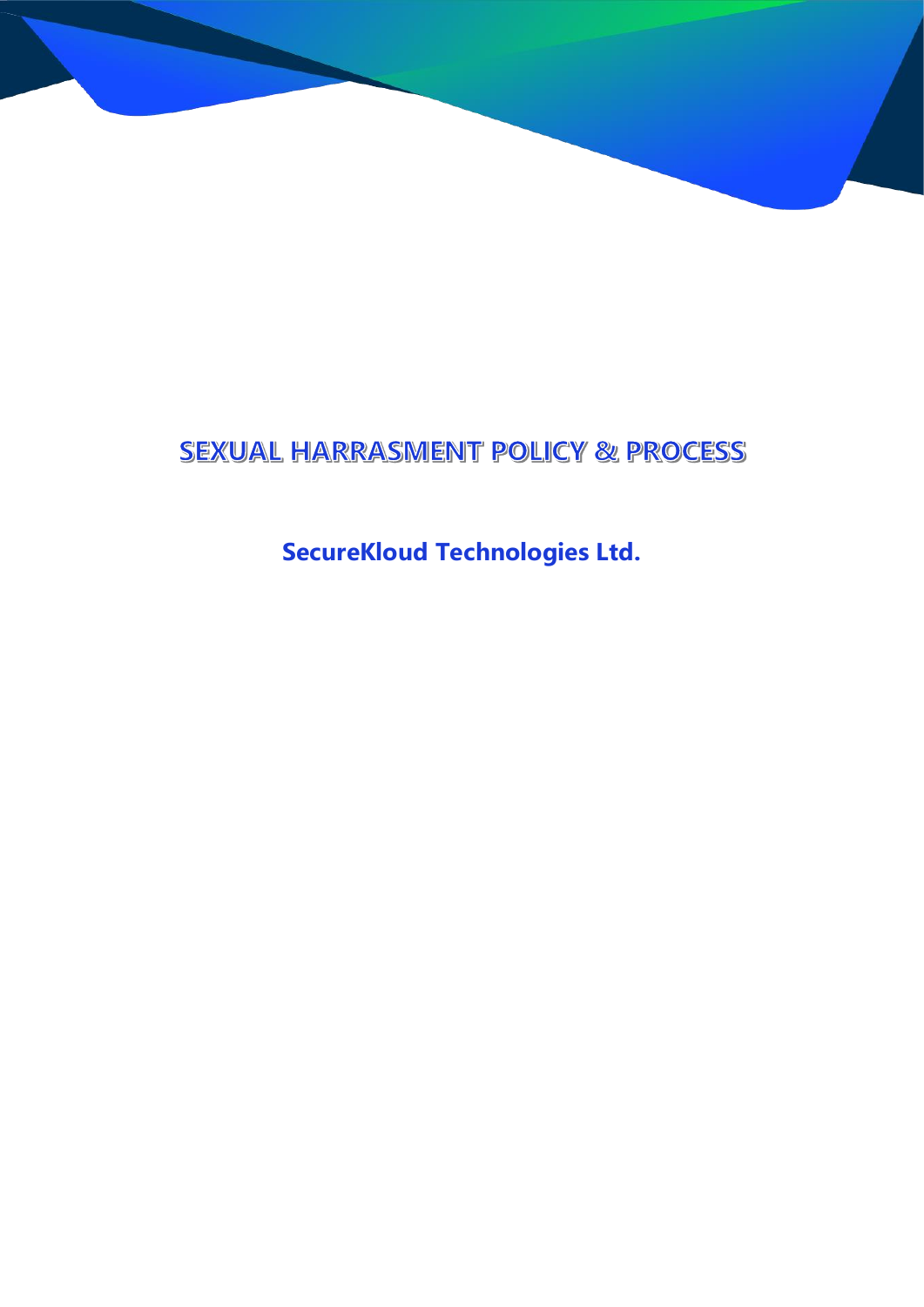# SEXUAL HARRASMENT POLICY & PROCESS

**SecureKloud Technologies Ltd.**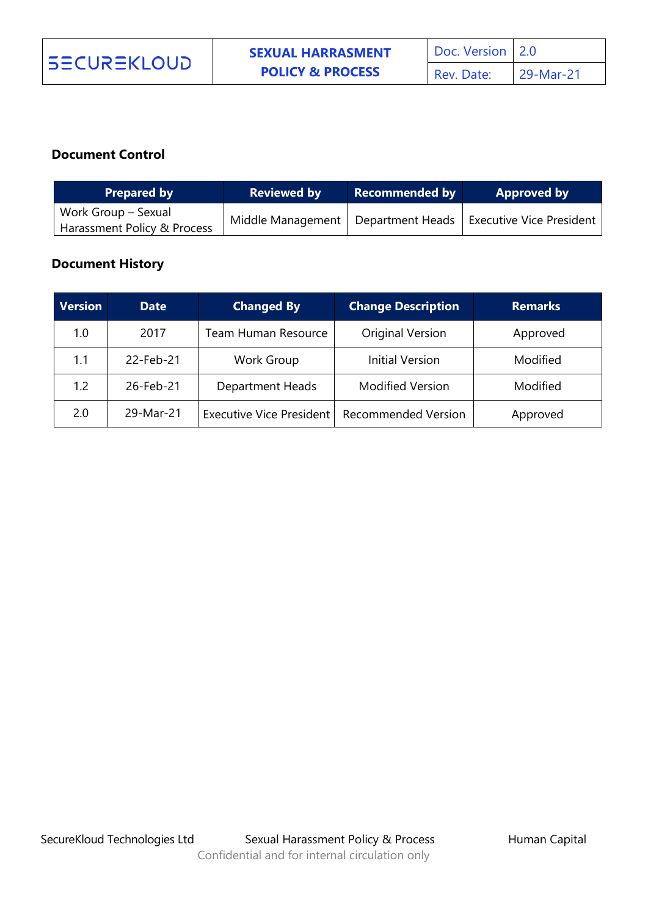**Document Control**

| Prepared by | Reviewed by | Recommended by | Approved by |
|---|---|---|---|
| Work Group – Sexual Harassment Policy & Process | Middle Management | Department Heads | Executive Vice President |

**Document History**

| Version | Date | Changed By | Change Description | Remarks |
|---|---|---|---|---|
| 1.0 | 2017 | Team Human Resource | Original Version | Approved |
| 1.1 | 22-Feb-21 | Work Group | Initial Version | Modified |
| 1.2 | 26-Feb-21 | Department Heads | Modified Version | Modified |
| 2.0 | 29-Mar-21 | Executive Vice President | Recommended Version | Approved |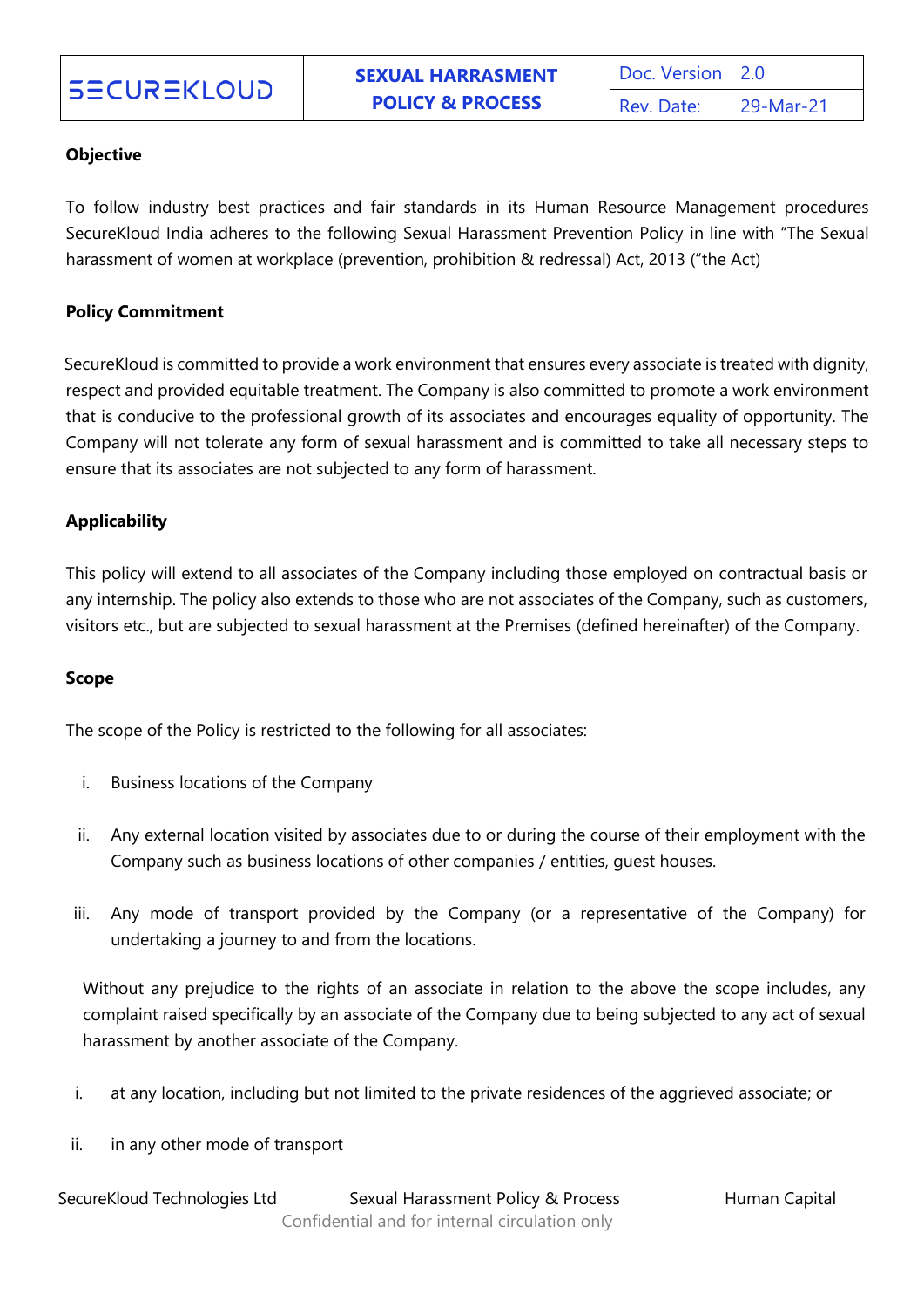## Objective

To follow industry best practices and fair standards in its Human Resource Management procedures SecureKloud India adheres to the following Sexual Harassment Prevention Policy in line with "The Sexual harassment of women at workplace (prevention, prohibition & redressal) Act, 2013 ("the Act)

## Policy Commitment

SecureKloud is committed to provide a work environment that ensures every associate is treated with dignity, respect and provided equitable treatment. The Company is also committed to promote a work environment that is conducive to the professional growth of its associates and encourages equality of opportunity. The Company will not tolerate any form of sexual harassment and is committed to take all necessary steps to ensure that its associates are not subjected to any form of harassment.

## Applicability

This policy will extend to all associates of the Company including those employed on contractual basis or any internship. The policy also extends to those who are not associates of the Company, such as customers, visitors etc., but are subjected to sexual harassment at the Premises (defined hereinafter) of the Company.

## Scope

The scope of the Policy is restricted to the following for all associates:

i. Business locations of the Company

ii. Any external location visited by associates due to or during the course of their employment with the Company such as business locations of other companies / entities, guest houses.

iii. Any mode of transport provided by the Company (or a representative of the Company) for undertaking a journey to and from the locations.

Without any prejudice to the rights of an associate in relation to the above the scope includes, any complaint raised specifically by an associate of the Company due to being subjected to any act of sexual harassment by another associate of the Company.

i. at any location, including but not limited to the private residences of the aggrieved associate; or

ii. in any other mode of transport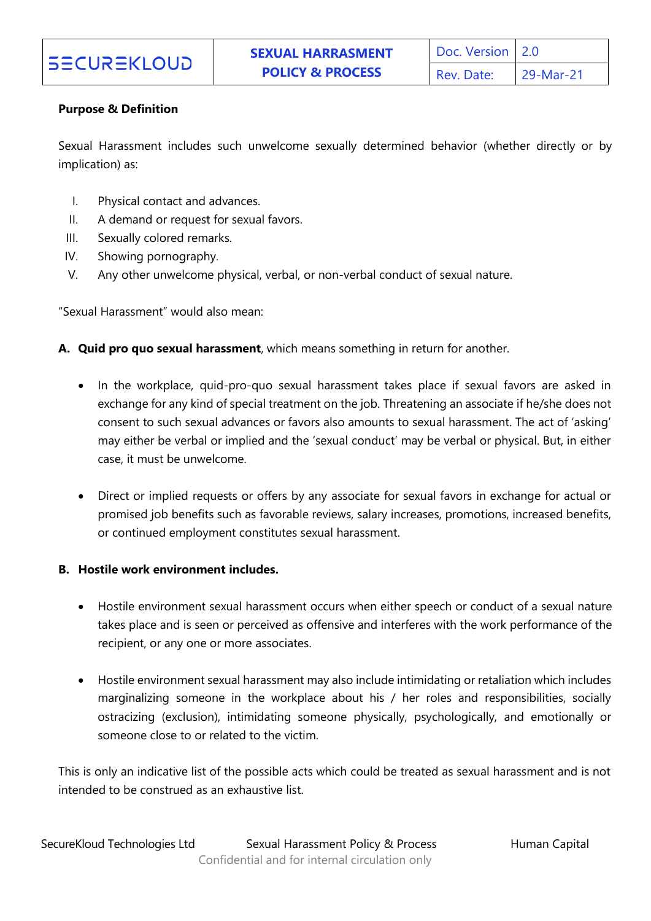**Purpose & Definition**

Sexual Harassment includes such unwelcome sexually determined behavior (whether directly or by implication) as:

I. Physical contact and advances.
II. A demand or request for sexual favors.
III. Sexually colored remarks.
IV. Showing pornography.
V. Any other unwelcome physical, verbal, or non-verbal conduct of sexual nature.

"Sexual Harassment" would also mean:

**A. Quid pro quo sexual harassment**, which means something in return for another.

- In the workplace, quid-pro-quo sexual harassment takes place if sexual favors are asked in exchange for any kind of special treatment on the job. Threatening an associate if he/she does not consent to such sexual advances or favors also amounts to sexual harassment. The act of 'asking' may either be verbal or implied and the 'sexual conduct' may be verbal or physical. But, in either case, it must be unwelcome.

- Direct or implied requests or offers by any associate for sexual favors in exchange for actual or promised job benefits such as favorable reviews, salary increases, promotions, increased benefits, or continued employment constitutes sexual harassment.

**B. Hostile work environment includes.**

- Hostile environment sexual harassment occurs when either speech or conduct of a sexual nature takes place and is seen or perceived as offensive and interferes with the work performance of the recipient, or any one or more associates.

- Hostile environment sexual harassment may also include intimidating or retaliation which includes marginalizing someone in the workplace about his / her roles and responsibilities, socially ostracizing (exclusion), intimidating someone physically, psychologically, and emotionally or someone close to or related to the victim.

This is only an indicative list of the possible acts which could be treated as sexual harassment and is not intended to be construed as an exhaustive list.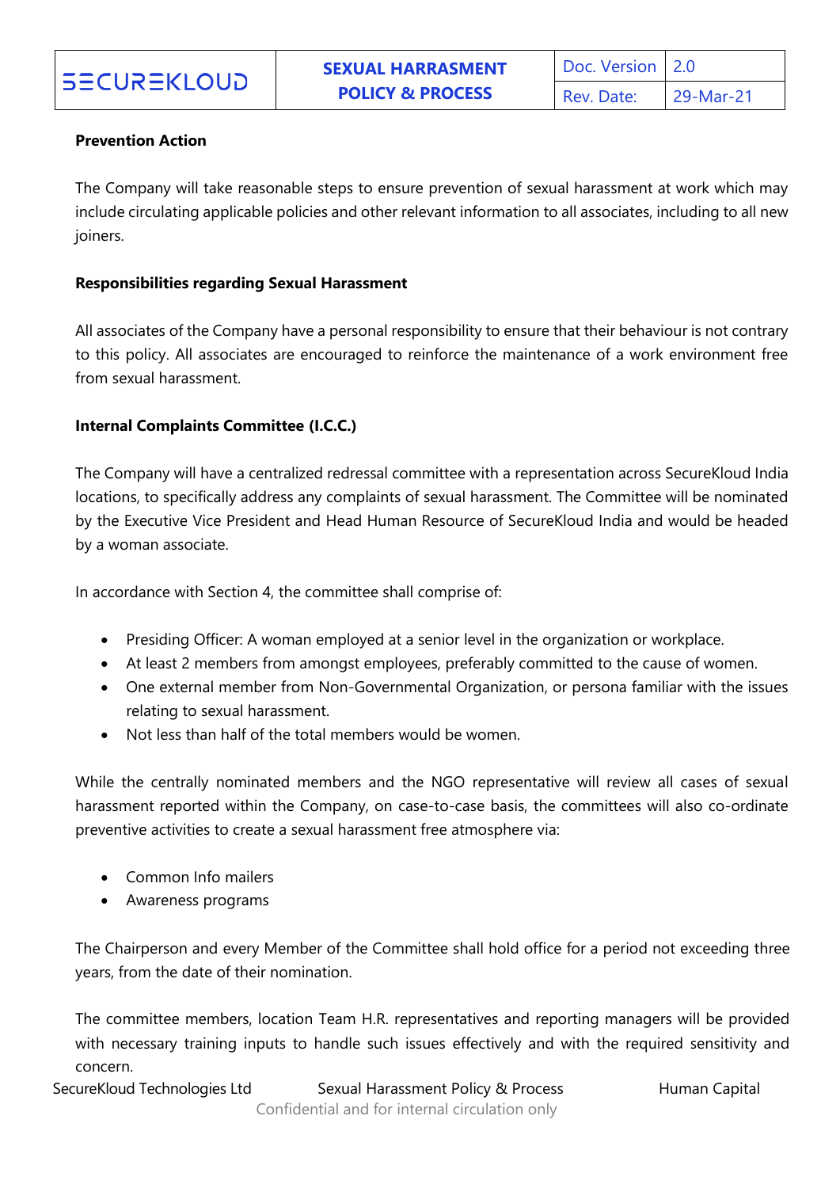**Prevention Action**

The Company will take reasonable steps to ensure prevention of sexual harassment at work which may include circulating applicable policies and other relevant information to all associates, including to all new joiners.

**Responsibilities regarding Sexual Harassment**

All associates of the Company have a personal responsibility to ensure that their behaviour is not contrary to this policy. All associates are encouraged to reinforce the maintenance of a work environment free from sexual harassment.

**Internal Complaints Committee (I.C.C.)**

The Company will have a centralized redressal committee with a representation across SecureKloud India locations, to specifically address any complaints of sexual harassment. The Committee will be nominated by the Executive Vice President and Head Human Resource of SecureKloud India and would be headed by a woman associate.

In accordance with Section 4, the committee shall comprise of:

- Presiding Officer: A woman employed at a senior level in the organization or workplace.
- At least 2 members from amongst employees, preferably committed to the cause of women.
- One external member from Non-Governmental Organization, or persona familiar with the issues relating to sexual harassment.
- Not less than half of the total members would be women.

While the centrally nominated members and the NGO representative will review all cases of sexual harassment reported within the Company, on case-to-case basis, the committees will also co-ordinate preventive activities to create a sexual harassment free atmosphere via:

- Common Info mailers
- Awareness programs

The Chairperson and every Member of the Committee shall hold office for a period not exceeding three years, from the date of their nomination.

The committee members, location Team H.R. representatives and reporting managers will be provided with necessary training inputs to handle such issues effectively and with the required sensitivity and concern.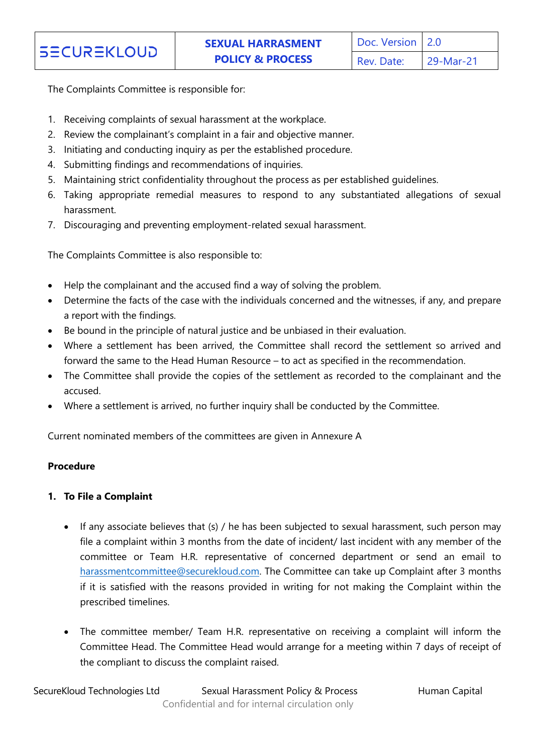The Complaints Committee is responsible for:

1. Receiving complaints of sexual harassment at the workplace.
2. Review the complainant's complaint in a fair and objective manner.
3. Initiating and conducting inquiry as per the established procedure.
4. Submitting findings and recommendations of inquiries.
5. Maintaining strict confidentiality throughout the process as per established guidelines.
6. Taking appropriate remedial measures to respond to any substantiated allegations of sexual harassment.
7. Discouraging and preventing employment-related sexual harassment.

The Complaints Committee is also responsible to:

- Help the complainant and the accused find a way of solving the problem.
- Determine the facts of the case with the individuals concerned and the witnesses, if any, and prepare a report with the findings.
- Be bound in the principle of natural justice and be unbiased in their evaluation.
- Where a settlement has been arrived, the Committee shall record the settlement so arrived and forward the same to the Head Human Resource – to act as specified in the recommendation.
- The Committee shall provide the copies of the settlement as recorded to the complainant and the accused.
- Where a settlement is arrived, no further inquiry shall be conducted by the Committee.

Current nominated members of the committees are given in Annexure A

**Procedure**

**1. To File a Complaint**

- If any associate believes that (s) / he has been subjected to sexual harassment, such person may file a complaint within 3 months from the date of incident/ last incident with any member of the committee or Team H.R. representative of concerned department or send an email to harassmentcommittee@securekloud.com. The Committee can take up Complaint after 3 months if it is satisfied with the reasons provided in writing for not making the Complaint within the prescribed timelines.

- The committee member/ Team H.R. representative on receiving a complaint will inform the Committee Head. The Committee Head would arrange for a meeting within 7 days of receipt of the compliant to discuss the complaint raised.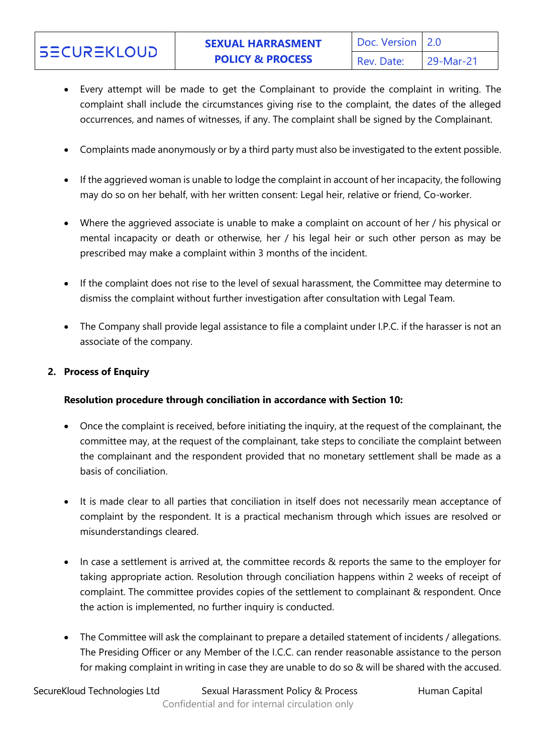- Every attempt will be made to get the Complainant to provide the complaint in writing. The complaint shall include the circumstances giving rise to the complaint, the dates of the alleged occurrences, and names of witnesses, if any. The complaint shall be signed by the Complainant.

- Complaints made anonymously or by a third party must also be investigated to the extent possible.

- If the aggrieved woman is unable to lodge the complaint in account of her incapacity, the following may do so on her behalf, with her written consent: Legal heir, relative or friend, Co-worker.

- Where the aggrieved associate is unable to make a complaint on account of her / his physical or mental incapacity or death or otherwise, her / his legal heir or such other person as may be prescribed may make a complaint within 3 months of the incident.

- If the complaint does not rise to the level of sexual harassment, the Committee may determine to dismiss the complaint without further investigation after consultation with Legal Team.

- The Company shall provide legal assistance to file a complaint under I.P.C. if the harasser is not an associate of the company.

2. **Process of Enquiry**

**Resolution procedure through conciliation in accordance with Section 10:**

- Once the complaint is received, before initiating the inquiry, at the request of the complainant, the committee may, at the request of the complainant, take steps to conciliate the complaint between the complainant and the respondent provided that no monetary settlement shall be made as a basis of conciliation.

- It is made clear to all parties that conciliation in itself does not necessarily mean acceptance of complaint by the respondent. It is a practical mechanism through which issues are resolved or misunderstandings cleared.

- In case a settlement is arrived at, the committee records & reports the same to the employer for taking appropriate action. Resolution through conciliation happens within 2 weeks of receipt of complaint. The committee provides copies of the settlement to complainant & respondent. Once the action is implemented, no further inquiry is conducted.

- The Committee will ask the complainant to prepare a detailed statement of incidents / allegations. The Presiding Officer or any Member of the I.C.C. can render reasonable assistance to the person for making complaint in writing in case they are unable to do so & will be shared with the accused.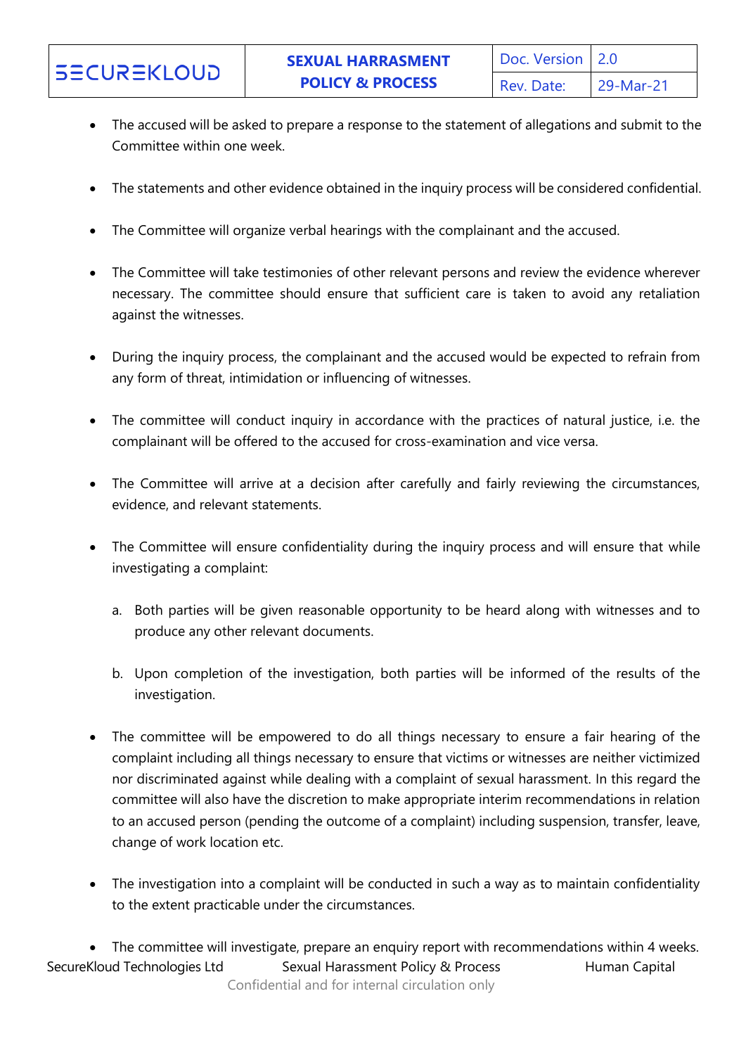- The accused will be asked to prepare a response to the statement of allegations and submit to the Committee within one week.

- The statements and other evidence obtained in the inquiry process will be considered confidential.

- The Committee will organize verbal hearings with the complainant and the accused.

- The Committee will take testimonies of other relevant persons and review the evidence wherever necessary. The committee should ensure that sufficient care is taken to avoid any retaliation against the witnesses.

- During the inquiry process, the complainant and the accused would be expected to refrain from any form of threat, intimidation or influencing of witnesses.

- The committee will conduct inquiry in accordance with the practices of natural justice, i.e. the complainant will be offered to the accused for cross-examination and vice versa.

- The Committee will arrive at a decision after carefully and fairly reviewing the circumstances, evidence, and relevant statements.

- The Committee will ensure confidentiality during the inquiry process and will ensure that while investigating a complaint:

  a. Both parties will be given reasonable opportunity to be heard along with witnesses and to produce any other relevant documents.

  b. Upon completion of the investigation, both parties will be informed of the results of the investigation.

- The committee will be empowered to do all things necessary to ensure a fair hearing of the complaint including all things necessary to ensure that victims or witnesses are neither victimized nor discriminated against while dealing with a complaint of sexual harassment. In this regard the committee will also have the discretion to make appropriate interim recommendations in relation to an accused person (pending the outcome of a complaint) including suspension, transfer, leave, change of work location etc.

- The investigation into a complaint will be conducted in such a way as to maintain confidentiality to the extent practicable under the circumstances.

- The committee will investigate, prepare an enquiry report with recommendations within 4 weeks.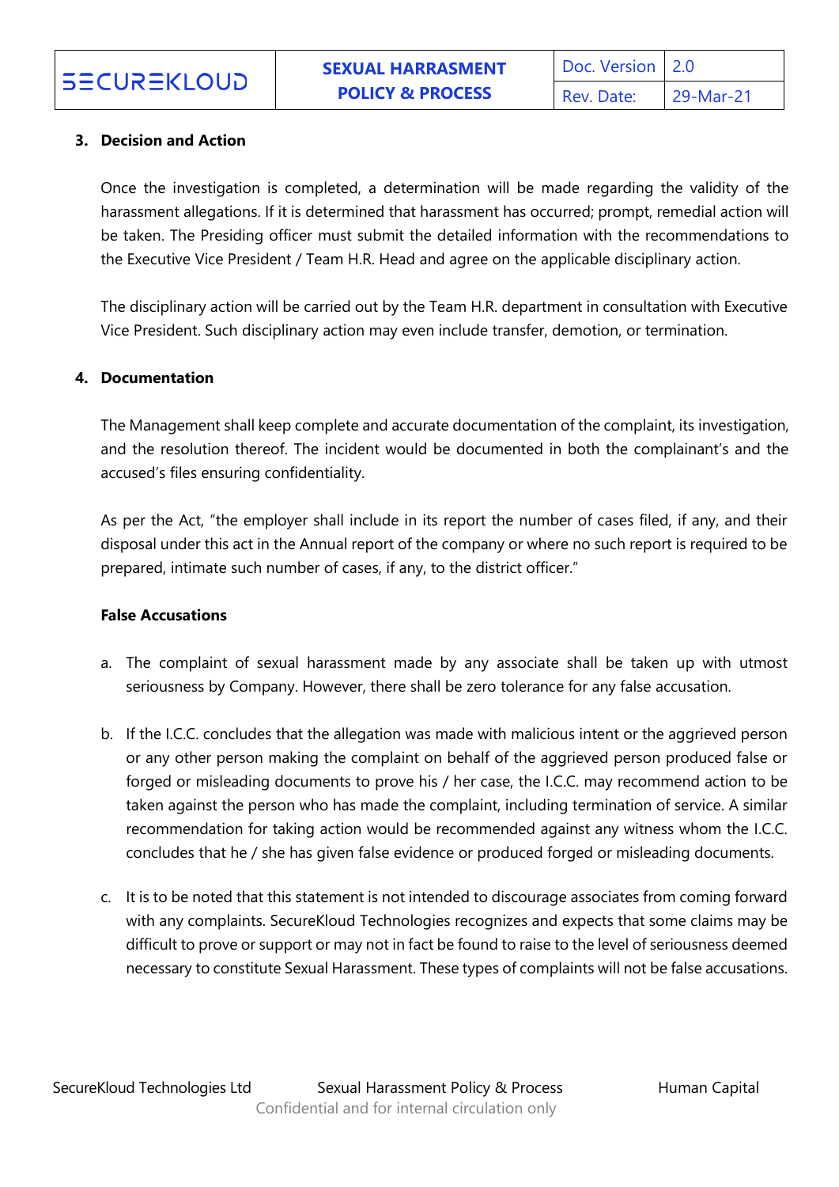### 3. Decision and Action

Once the investigation is completed, a determination will be made regarding the validity of the harassment allegations. If it is determined that harassment has occurred; prompt, remedial action will be taken. The Presiding officer must submit the detailed information with the recommendations to the Executive Vice President / Team H.R. Head and agree on the applicable disciplinary action.

The disciplinary action will be carried out by the Team H.R. department in consultation with Executive Vice President. Such disciplinary action may even include transfer, demotion, or termination.

### 4. Documentation

The Management shall keep complete and accurate documentation of the complaint, its investigation, and the resolution thereof. The incident would be documented in both the complainant's and the accused's files ensuring confidentiality.

As per the Act, "the employer shall include in its report the number of cases filed, if any, and their disposal under this act in the Annual report of the company or where no such report is required to be prepared, intimate such number of cases, if any, to the district officer."

**False Accusations**

a. The complaint of sexual harassment made by any associate shall be taken up with utmost seriousness by Company. However, there shall be zero tolerance for any false accusation.

b. If the I.C.C. concludes that the allegation was made with malicious intent or the aggrieved person or any other person making the complaint on behalf of the aggrieved person produced false or forged or misleading documents to prove his / her case, the I.C.C. may recommend action to be taken against the person who has made the complaint, including termination of service. A similar recommendation for taking action would be recommended against any witness whom the I.C.C. concludes that he / she has given false evidence or produced forged or misleading documents.

c. It is to be noted that this statement is not intended to discourage associates from coming forward with any complaints. SecureKloud Technologies recognizes and expects that some claims may be difficult to prove or support or may not in fact be found to raise to the level of seriousness deemed necessary to constitute Sexual Harassment. These types of complaints will not be false accusations.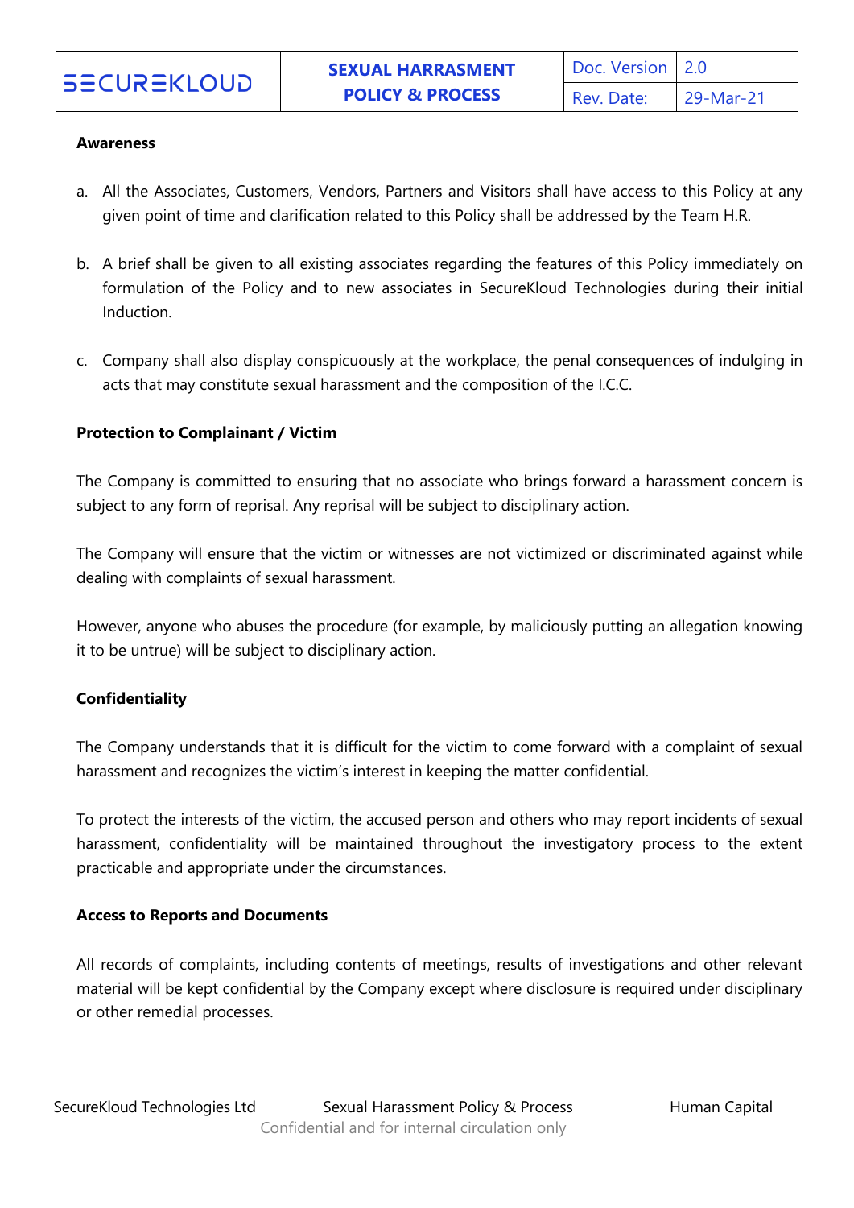**Awareness**

a. All the Associates, Customers, Vendors, Partners and Visitors shall have access to this Policy at any given point of time and clarification related to this Policy shall be addressed by the Team H.R.

b. A brief shall be given to all existing associates regarding the features of this Policy immediately on formulation of the Policy and to new associates in SecureKloud Technologies during their initial Induction.

c. Company shall also display conspicuously at the workplace, the penal consequences of indulging in acts that may constitute sexual harassment and the composition of the I.C.C.

**Protection to Complainant / Victim**

The Company is committed to ensuring that no associate who brings forward a harassment concern is subject to any form of reprisal. Any reprisal will be subject to disciplinary action.

The Company will ensure that the victim or witnesses are not victimized or discriminated against while dealing with complaints of sexual harassment.

However, anyone who abuses the procedure (for example, by maliciously putting an allegation knowing it to be untrue) will be subject to disciplinary action.

**Confidentiality**

The Company understands that it is difficult for the victim to come forward with a complaint of sexual harassment and recognizes the victim's interest in keeping the matter confidential.

To protect the interests of the victim, the accused person and others who may report incidents of sexual harassment, confidentiality will be maintained throughout the investigatory process to the extent practicable and appropriate under the circumstances.

**Access to Reports and Documents**

All records of complaints, including contents of meetings, results of investigations and other relevant material will be kept confidential by the Company except where disclosure is required under disciplinary or other remedial processes.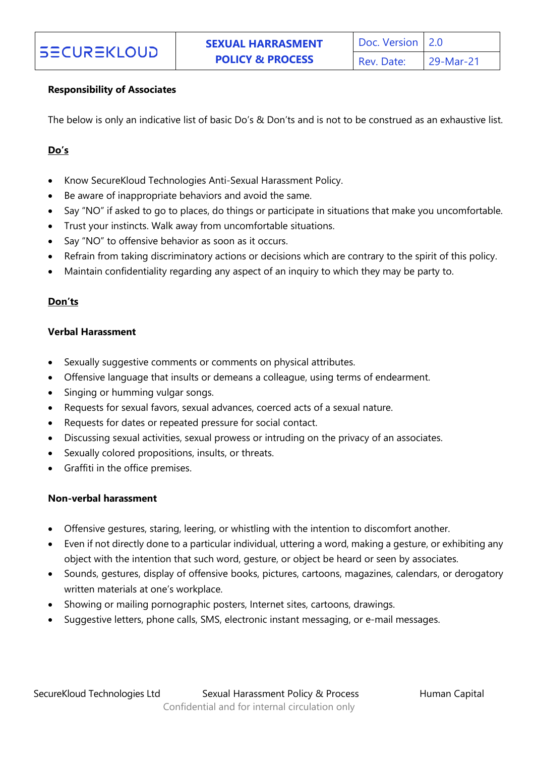**Responsibility of Associates**

The below is only an indicative list of basic Do's & Don'ts and is not to be construed as an exhaustive list.

**Do's**

- Know SecureKloud Technologies Anti-Sexual Harassment Policy.
- Be aware of inappropriate behaviors and avoid the same.
- Say "NO" if asked to go to places, do things or participate in situations that make you uncomfortable.
- Trust your instincts. Walk away from uncomfortable situations.
- Say "NO" to offensive behavior as soon as it occurs.
- Refrain from taking discriminatory actions or decisions which are contrary to the spirit of this policy.
- Maintain confidentiality regarding any aspect of an inquiry to which they may be party to.

**Don'ts**

**Verbal Harassment**

- Sexually suggestive comments or comments on physical attributes.
- Offensive language that insults or demeans a colleague, using terms of endearment.
- Singing or humming vulgar songs.
- Requests for sexual favors, sexual advances, coerced acts of a sexual nature.
- Requests for dates or repeated pressure for social contact.
- Discussing sexual activities, sexual prowess or intruding on the privacy of an associates.
- Sexually colored propositions, insults, or threats.
- Graffiti in the office premises.

**Non-verbal harassment**

- Offensive gestures, staring, leering, or whistling with the intention to discomfort another.
- Even if not directly done to a particular individual, uttering a word, making a gesture, or exhibiting any object with the intention that such word, gesture, or object be heard or seen by associates.
- Sounds, gestures, display of offensive books, pictures, cartoons, magazines, calendars, or derogatory written materials at one's workplace.
- Showing or mailing pornographic posters, Internet sites, cartoons, drawings.
- Suggestive letters, phone calls, SMS, electronic instant messaging, or e-mail messages.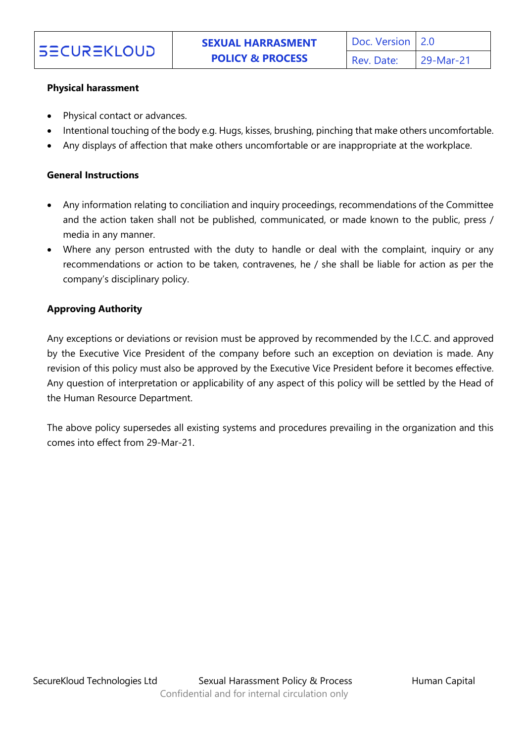**Physical harassment**

- Physical contact or advances.
- Intentional touching of the body e.g. Hugs, kisses, brushing, pinching that make others uncomfortable.
- Any displays of affection that make others uncomfortable or are inappropriate at the workplace.

**General Instructions**

- Any information relating to conciliation and inquiry proceedings, recommendations of the Committee and the action taken shall not be published, communicated, or made known to the public, press / media in any manner.
- Where any person entrusted with the duty to handle or deal with the complaint, inquiry or any recommendations or action to be taken, contravenes, he / she shall be liable for action as per the company's disciplinary policy.

**Approving Authority**

Any exceptions or deviations or revision must be approved by recommended by the I.C.C. and approved by the Executive Vice President of the company before such an exception on deviation is made. Any revision of this policy must also be approved by the Executive Vice President before it becomes effective. Any question of interpretation or applicability of any aspect of this policy will be settled by the Head of the Human Resource Department.

The above policy supersedes all existing systems and procedures prevailing in the organization and this comes into effect from 29-Mar-21.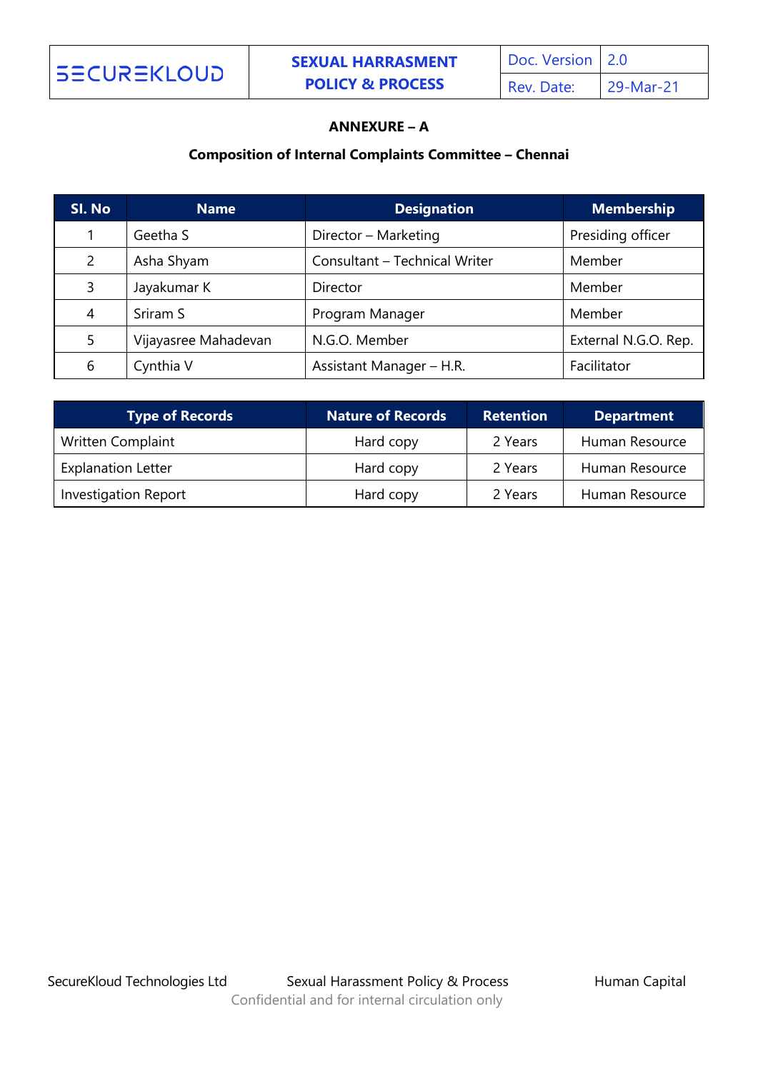## ANNEXURE – A

### Composition of Internal Complaints Committee – Chennai

| Sl. No | Name | Designation | Membership |
|---|---|---|---|
| 1 | Geetha S | Director – Marketing | Presiding officer |
| 2 | Asha Shyam | Consultant – Technical Writer | Member |
| 3 | Jayakumar K | Director | Member |
| 4 | Sriram S | Program Manager | Member |
| 5 | Vijayasree Mahadevan | N.G.O. Member | External N.G.O. Rep. |
| 6 | Cynthia V | Assistant Manager – H.R. | Facilitator |

| Type of Records | Nature of Records | Retention | Department |
|---|---|---|---|
| Written Complaint | Hard copy | 2 Years | Human Resource |
| Explanation Letter | Hard copy | 2 Years | Human Resource |
| Investigation Report | Hard copy | 2 Years | Human Resource |